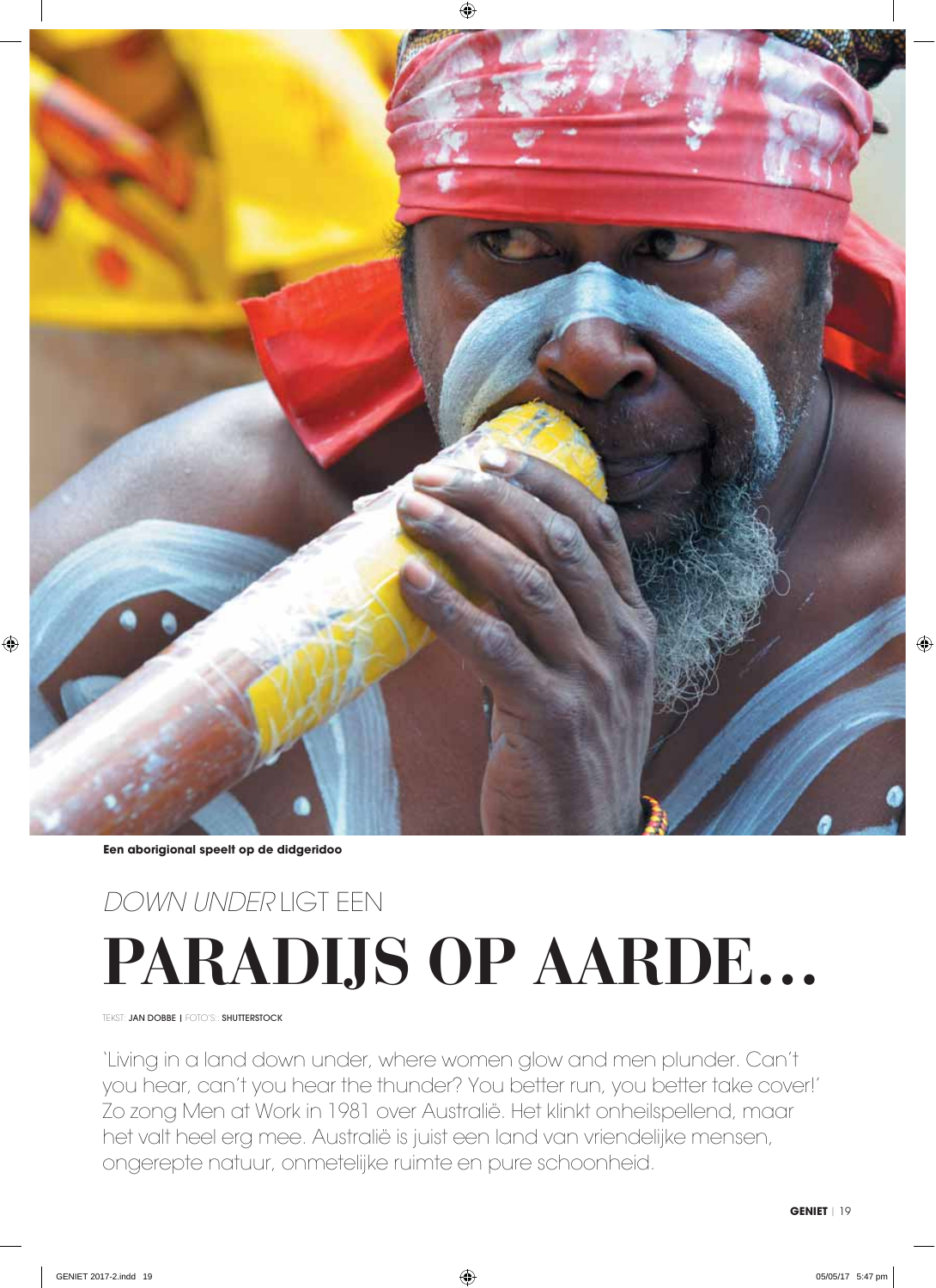**Een aborigional speelt op de didgeridoo**

# *DOWN UNDER* LIGT EEN PARADIJS OP AARDE…

TEKST: **JAN DOBBE** | FOTO'S: **SHUTTERSTOCK**

'Living in a land down under, where women glow and men plunder. Can't you hear, can't you hear the thunder? You better run, you better take cover!' Zo zong Men at Work in 1981 over Australië. Het klinkt onheilspellend, maar het valt heel erg mee. Australië is juist een land van vriendelijke mensen, ongerepte natuur, onmetelijke ruimte en pure schoonheid.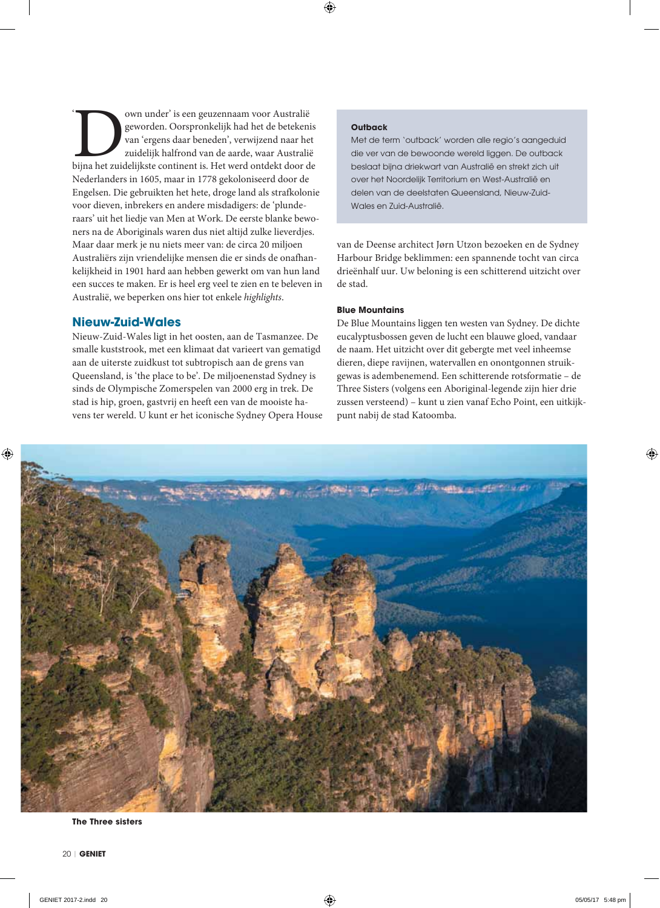'Down under' is een geuzennaam voor Australië geworden. Oorspronkelijk had het de betekenis van 'ergens daar beneden', verwijzend naar het zuidelijk halfrond van de aarde, waar Australië bijna het zuidelijkste continent is. Het werd ontdekt door de Nederlanders in 1605, maar in 1778 gekoloniseerd door de Engelsen. Die gebruikten het hete, droge land als strafkolonie voor dieven, inbrekers en andere misdadigers: de 'plunderaars' uit het liedje van Men at Work. De eerste blanke bewoners na de Aboriginals waren dus niet altijd zulke lieverdjes. Maar daar merk je nu niets meer van: de circa 20 miljoen Australiërs zijn vriendelijke mensen die er sinds de onafhankelijkheid in 1901 hard aan hebben gewerkt om van hun land een succes te maken. Er is heel erg veel te zien en te beleven in Australië, we beperken ons hier tot enkele *highlights*.

## Nieuw-Zuid-Wales

Nieuw-Zuid-Wales ligt in het oosten, aan de Tasmanzee. De smalle kuststrook, met een klimaat dat varieert van gematigd aan de uiterste zuidkust tot subtropisch aan de grens van Queensland, is 'the place to be'. De miljoenenstad Sydney is sinds de Olympische Zomerspelen van 2000 erg in trek. De stad is hip, groen, gastvrij en heeft een van de mooiste havens ter wereld. U kunt er het iconische Sydney Opera House van de Deense architect Jørn Utzon bezoeken en de Sydney Harbour Bridge beklimmen: een spannende tocht van circa drieënhalf uur. Uw beloning is een schitterend uitzicht over de stad.

> **Outback**
> Met de term 'outback' worden alle regio's aangeduid die ver van de bewoonde wereld liggen. De outback beslaat bijna driekwart van Australië en strekt zich uit over het Noordelijk Territorium en West-Australië en delen van de deelstaten Queensland, Nieuw-Zuid-Wales en Zuid-Australië.

### Blue Mountains

De Blue Mountains liggen ten westen van Sydney. De dichte eucalyptusbossen geven de lucht een blauwe gloed, vandaar de naam. Het uitzicht over dit gebergte met veel inheemse dieren, diepe ravijnen, watervallen en onontgonnen struikgewas is adembenemend. Een schitterende rotsformatie – de Three Sisters (volgens een Aboriginal-legende zijn hier drie zussen versteend) – kunt u zien vanaf Echo Point, een uitkijkpunt nabij de stad Katoomba.

**The Three sisters**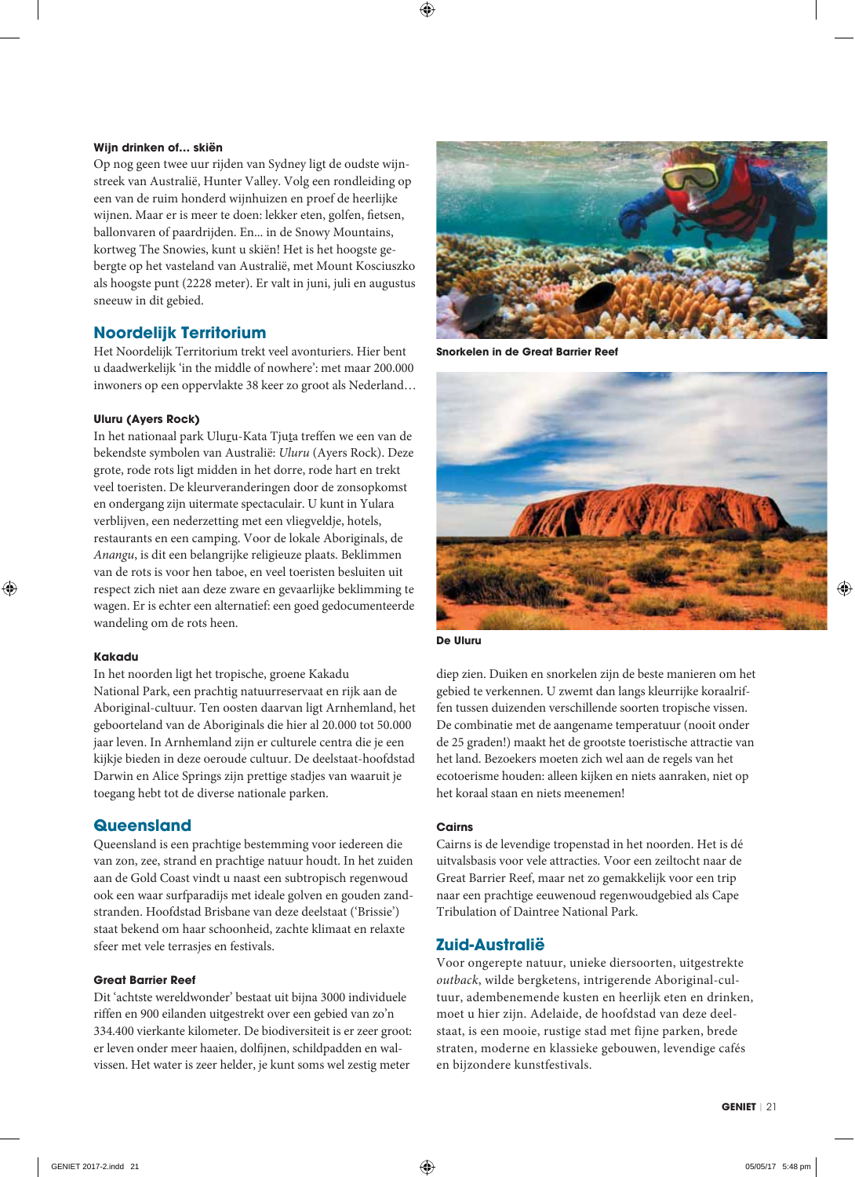#### Wijn drinken of… skiën

Op nog geen twee uur rijden van Sydney ligt de oudste wijnstreek van Australië, Hunter Valley. Volg een rondleiding op een van de ruim honderd wijnhuizen en proef de heerlijke wijnen. Maar er is meer te doen: lekker eten, golfen, fietsen, ballonvaren of paardrijden. En… in de Snowy Mountains, kortweg The Snowies, kunt u skiën! Het is het hoogste gebergte op het vasteland van Australië, met Mount Kosciuszko als hoogste punt (2228 meter). Er valt in juni, juli en augustus sneeuw in dit gebied.

## Noordelijk Territorium

Het Noordelijk Territorium trekt veel avonturiers. Hier bent u daadwerkelijk 'in the middle of nowhere': met maar 200.000 inwoners op een oppervlakte 38 keer zo groot als Nederland…

#### Uluru (Ayers Rock)

In het nationaal park Uluṟu-Kata Tjuṯa treffen we een van de bekendste symbolen van Australië: *Uluru* (Ayers Rock). Deze grote, rode rots ligt midden in het dorre, rode hart en trekt veel toeristen. De kleurveranderingen door de zonsopkomst en ondergang zijn uitermate spectaculair. U kunt in Yulara verblijven, een nederzetting met een vliegveldje, hotels, restaurants en een camping. Voor de lokale Aboriginals, de *Anangu*, is dit een belangrijke religieuze plaats. Beklimmen van de rots is voor hen taboe, en veel toeristen besluiten uit respect zich niet aan deze zware en gevaarlijke beklimming te wagen. Er is echter een alternatief: een goed gedocumenteerde wandeling om de rots heen.

#### Kakadu

In het noorden ligt het tropische, groene Kakadu National Park, een prachtig natuurreservaat en rijk aan de Aboriginal-cultuur. Ten oosten daarvan ligt Arnhemland, het geboorteland van de Aboriginals die hier al 20.000 tot 50.000 jaar leven. In Arnhemland zijn er culturele centra die je een kijkje bieden in deze oeroude cultuur. De deelstaat-hoofdstad Darwin en Alice Springs zijn prettige stadjes van waaruit je toegang hebt tot de diverse nationale parken.

## Queensland

Queensland is een prachtige bestemming voor iedereen die van zon, zee, strand en prachtige natuur houdt. In het zuiden aan de Gold Coast vindt u naast een subtropisch regenwoud ook een waar surfparadijs met ideale golven en gouden zandstranden. Hoofdstad Brisbane van deze deelstaat ('Brissie') staat bekend om haar schoonheid, zachte klimaat en relaxte sfeer met vele terrasjes en festivals.

#### Great Barrier Reef

Dit 'achtste wereldwonder' bestaat uit bijna 3000 individuele riffen en 900 eilanden uitgestrekt over een gebied van zo'n 334.400 vierkante kilometer. De biodiversiteit is er zeer groot: er leven onder meer haaien, dolfijnen, schildpadden en walvissen. Het water is zeer helder, je kunt soms wel zestig meter diep zien. Duiken en snorkelen zijn de beste manieren om het gebied te verkennen. U zwemt dan langs kleurrijke koraalriffen tussen duizenden verschillende soorten tropische vissen. De combinatie met de aangename temperatuur (nooit onder de 25 graden!) maakt het de grootste toeristische attractie van het land. Bezoekers moeten zich wel aan de regels van het ecotoerisme houden: alleen kijken en niets aanraken, niet op het koraal staan en niets meenemen!

**Snorkelen in de Great Barrier Reef**

**De Uluru**

#### Cairns

Cairns is de levendige tropenstad in het noorden. Het is dé uitvalsbasis voor vele attracties. Voor een zeiltocht naar de Great Barrier Reef, maar net zo gemakkelijk voor een trip naar een prachtige eeuwenoud regenwoudgebied als Cape Tribulation of Daintree National Park.

## Zuid-Australië

Voor ongerepte natuur, unieke diersoorten, uitgestrekte *outback*, wilde bergketens, intrigerende Aboriginal-cultuur, adembenemende kusten en heerlijk eten en drinken, moet u hier zijn. Adelaide, de hoofdstad van deze deelstaat, is een mooie, rustige stad met fijne parken, brede straten, moderne en klassieke gebouwen, levendige cafés en bijzondere kunstfestivals.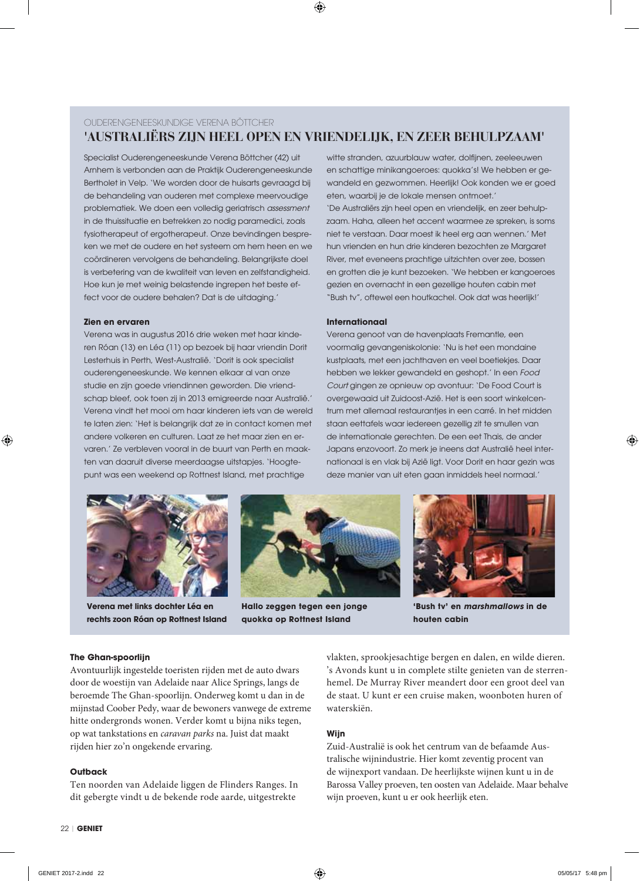OUDERENGENEESKUNDIGE VERENA BÖTTCHER

## 'AUSTRALIËRS ZIJN HEEL OPEN EN VRIENDELIJK, EN ZEER BEHULPZAAM'

Specialist Ouderengeneeskunde Verena Böttcher (42) uit Arnhem is verbonden aan de Praktijk Ouderengeneeskunde Bertholet in Velp. 'We worden door de huisarts gevraagd bij de behandeling van ouderen met complexe meervoudige problematiek. We doen een volledig geriatrisch *assessment* in de thuissituatie en betrekken zo nodig paramedici, zoals fysiotherapeut of ergotherapeut. Onze bevindingen bespreken we met de oudere en het systeem om hem heen en we coördineren vervolgens de behandeling. Belangrijkste doel is verbetering van de kwaliteit van leven en zelfstandigheid. Hoe kun je met weinig belastende ingrepen het beste effect voor de oudere behalen? Dat is de uitdaging.'

**Zien en ervaren**

Verena was in augustus 2016 drie weken met haar kinderen Róan (13) en Léa (11) op bezoek bij haar vriendin Dorit Lesterhuis in Perth, West-Australië. 'Dorit is ook specialist ouderengeneeskunde. We kennen elkaar al van onze studie en zijn goede vriendinnen geworden. Die vriendschap bleef, ook toen zij in 2013 emigreerde naar Australië.' Verena vindt het mooi om haar kinderen iets van de wereld te laten zien: 'Het is belangrijk dat ze in contact komen met andere volkeren en culturen. Laat ze het maar zien en ervaren.' Ze verbleven vooral in de buurt van Perth en maakten van daaruit diverse meerdaagse uitstapjes. 'Hoogtepunt was een weekend op Rottnest Island, met prachtige witte stranden, azuurblauw water, dolfijnen, zeeleeuwen en schattige minikangoeroes: quokka's! We hebben er gewandeld en gezwommen. Heerlijk! Ook konden we er goed eten, waarbij je de lokale mensen ontmoet.'

'De Australiërs zijn heel open en vriendelijk, en zeer behulpzaam. Haha, alleen het accent waarmee ze spreken, is soms niet te verstaan. Daar moest ik heel erg aan wennen.' Met hun vrienden en hun drie kinderen bezochten ze Margaret River, met eveneens prachtige uitzichten over zee, bossen en grotten die je kunt bezoeken. 'We hebben er kangoeroes gezien en overnacht in een gezellige houten cabin met "Bush tv", oftewel een houtkachel. Ook dat was heerlijk!'

**Internationaal**

Verena genoot van de havenplaats Fremantle, een voormalig gevangeniskolonie: 'Nu is het een mondaine kustplaats, met een jachthaven en veel boetiekjes. Daar hebben we lekker gewandeld en geshopt.' In een *Food Court* gingen ze opnieuw op avontuur: 'De Food Court is overgewaaid uit Zuidoost-Azië. Het is een soort winkelcentrum met allemaal restaurantjes in een carré. In het midden staan eettafels waar iedereen gezellig zit te smullen van de internationale gerechten. De een eet Thais, de ander Japans enzovoort. Zo merk je ineens dat Australië heel internationaal is en vlak bij Azië ligt. Voor Dorit en haar gezin was deze manier van uit eten gaan inmiddels heel normaal.'

**Verena met links dochter Léa en rechts zoon Róan op Rottnest Island**

**Hallo zeggen tegen een jonge quokka op Rottnest Island**

**'Bush tv' en *marshmallows* in de houten cabin**

**The Ghan-spoorlijn**

Avontuurlijk ingestelde toeristen rijden met de auto dwars door de woestijn van Adelaide naar Alice Springs, langs de beroemde The Ghan-spoorlijn. Onderweg komt u dan in de mijnstad Coober Pedy, waar de bewoners vanwege de extreme hitte ondergronds wonen. Verder komt u bijna niks tegen, op wat tankstations en *caravan parks* na. Juist dat maakt rijden hier zo'n ongekende ervaring.

**Outback**

Ten noorden van Adelaide liggen de Flinders Ranges. In dit gebergte vindt u de bekende rode aarde, uitgestrekte vlakten, sprookjesachtige bergen en dalen, en wilde dieren. 's Avonds kunt u in complete stilte genieten van de sterrenhemel. De Murray River meandert door een groot deel van de staat. U kunt er een cruise maken, woonboten huren of waterskiën.

**Wijn**

Zuid-Australië is ook het centrum van de befaamde Australische wijnindustrie. Hier komt zeventig procent van de wijnexport vandaan. De heerlijkste wijnen kunt u in de Barossa Valley proeven, ten oosten van Adelaide. Maar behalve wijn proeven, kunt u er ook heerlijk eten.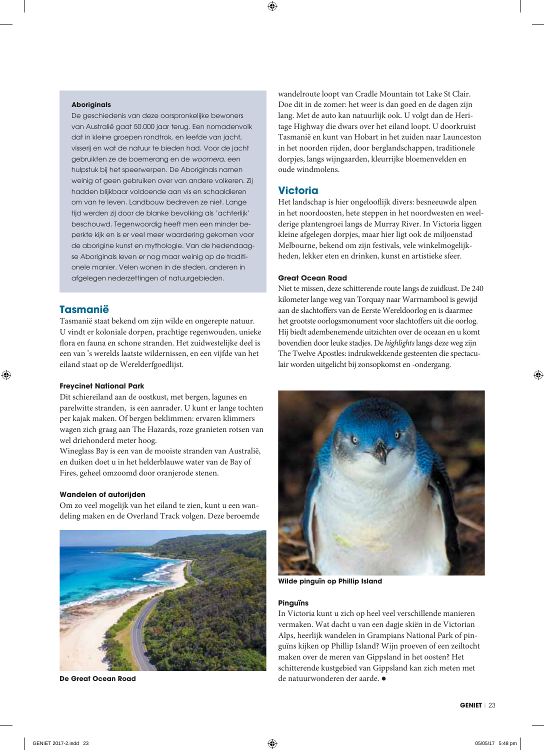**Aboriginals**

De geschiedenis van deze oorspronkelijke bewoners van Australië gaat 50.000 jaar terug. Een nomadenvolk dat in kleine groepen rondtrok, en leefde van jacht, visserij en wat de natuur te bieden had. Voor de jacht gebruikten ze de boemerang en de *woomera*, een hulpstuk bij het speerwerpen. De Aboriginals namen weinig of geen gebruiken over van andere volkeren. Zij hadden blijkbaar voldoende aan vis en schaaldieren om van te leven. Landbouw bedreven ze niet. Lange tijd werden zij door de blanke bevolking als 'achterlijk' beschouwd. Tegenwoordig heeft men een minder beperkte kijk en is er veel meer waardering gekomen voor de aborigine kunst en mythologie. Van de hedendaagse Aboriginals leven er nog maar weinig op de traditionele manier. Velen wonen in de steden, anderen in afgelegen nederzettingen of natuurgebieden.

## Tasmanië

Tasmanië staat bekend om zijn wilde en ongerepte natuur. U vindt er koloniale dorpen, prachtige regenwouden, unieke flora en fauna en schone stranden. Het zuidwestelijke deel is een van 's werelds laatste wildernissen, en een vijfde van het eiland staat op de Werelderfgoedlijst.

### Freycinet National Park

Dit schiereiland aan de oostkust, met bergen, lagunes en parelwitte stranden, is een aanrader. U kunt er lange tochten per kajak maken. Of bergen beklimmen: ervaren klimmers wagen zich graag aan The Hazards, roze granieten rotsen van wel driehonderd meter hoog.
Wineglass Bay is een van de mooiste stranden van Australië, en duiken doet u in het helderblauwe water van de Bay of Fires, geheel omzoomd door oranjerode stenen.

### Wandelen of autorijden

Om zo veel mogelijk van het eiland te zien, kunt u een wandeling maken en de Overland Track volgen. Deze beroemde wandelroute loopt van Cradle Mountain tot Lake St Clair. Doe dit in de zomer: het weer is dan goed en de dagen zijn lang. Met de auto kan natuurlijk ook. U volgt dan de Heritage Highway die dwars over het eiland loopt. U doorkruist Tasmanië en kunt van Hobart in het zuiden naar Launceston in het noorden rijden, door berglandschappen, traditionele dorpjes, langs wijngaarden, kleurrijke bloemenvelden en oude windmolens.

De Great Ocean Road

## Victoria

Het landschap is hier ongelooflijk divers: besneeuwde alpen in het noordoosten, hete steppen in het noordwesten en weelderige plantengroei langs de Murray River. In Victoria liggen kleine afgelegen dorpjes, maar hier ligt ook de miljoenstad Melbourne, bekend om zijn festivals, vele winkelmogelijkheden, lekker eten en drinken, kunst en artistieke sfeer.

### Great Ocean Road

Niet te missen, deze schitterende route langs de zuidkust. De 240 kilometer lange weg van Torquay naar Warrnambool is gewijd aan de slachtoffers van de Eerste Wereldoorlog en is daarmee het grootste oorlogsmonument voor slachtoffers uit die oorlog. Hij biedt adembenemende uitzichten over de oceaan en u komt bovendien door leuke stadjes. De *highlights* langs deze weg zijn The Twelve Apostles: indrukwekkende gesteenten die spectaculair worden uitgelicht bij zonsopkomst en -ondergang.

Wilde pinguïn op Phillip Island

### Pinguïns

In Victoria kunt u zich op heel veel verschillende manieren vermaken. Wat dacht u van een dagje skiën in de Victorian Alps, heerlijk wandelen in Grampians National Park of pinguïns kijken op Phillip Island? Wijn proeven of een zeiltocht maken over de meren van Gippsland in het oosten? Het schitterende kustgebied van Gippsland kan zich meten met de natuurwonderen der aarde. ●